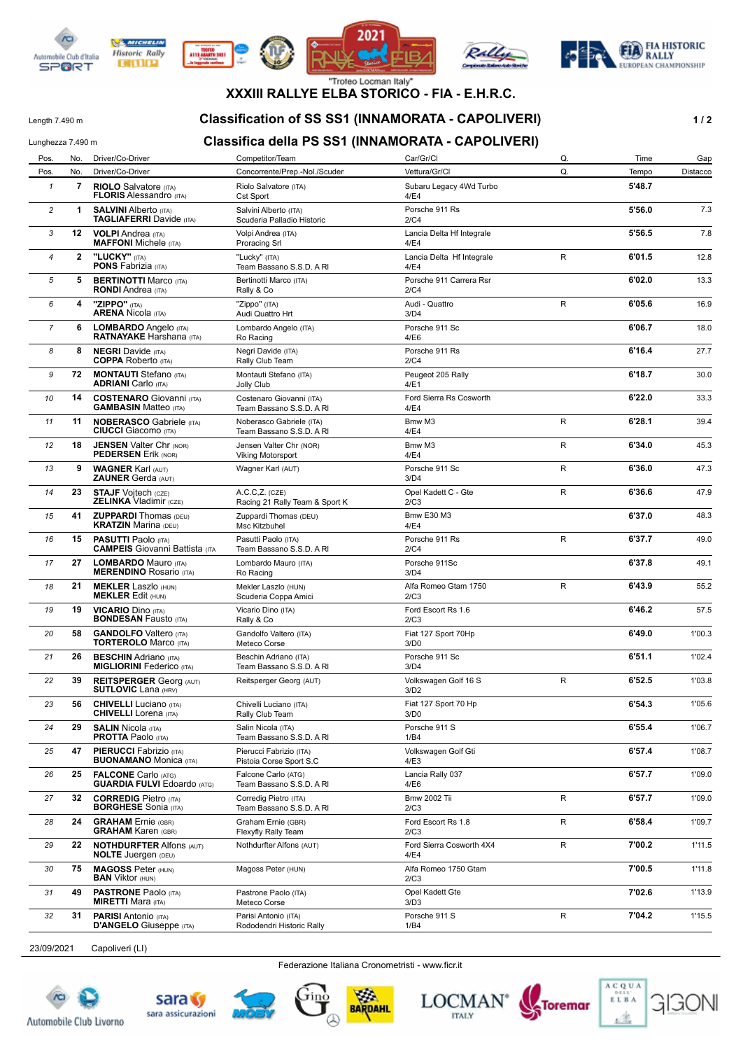"Trofeo Locman Italy"

# XXXIII RALLYE ELBA STORICO - FIA - E.H.R.C.

Length 7.490 m
Lunghezza 7.490 m

## Classification of SS SS1 (INNAMORATA - CAPOLIVERI)
## Classifica della PS SS1 (INNAMORATA - CAPOLIVERI)

| Pos. / Pos. | No. / No. | Driver/Co-Driver / Driver/Co-Driver | Competitor/Team / Concorrente/Prep.-Nol./Scuder | Car/Gr/Cl / Vettura/Gr/Cl | Q. / Q. | Time / Tempo | Gap / Distacco |
|---|---|---|---|---|---|---|---|
| 1 | 7 | **RIOLO** Salvatore (ITA) **FLORIS** Alessandro (ITA) | Riolo Salvatore (ITA) Cst Sport | Subaru Legacy 4Wd Turbo 4/E4 | | **5'48.7** | |
| 2 | 1 | **SALVINI** Alberto (ITA) **TAGLIAFERRI** Davide (ITA) | Salvini Alberto (ITA) Scuderia Palladio Historic | Porsche 911 Rs 2/C4 | | **5'56.0** | 7.3 |
| 3 | 12 | **VOLPI** Andrea (ITA) **MAFFONI** Michele (ITA) | Volpi Andrea (ITA) Proracing Srl | Lancia Delta Hf Integrale 4/E4 | | **5'56.5** | 7.8 |
| 4 | 2 | **"LUCKY"** (ITA) **PONS** Fabrizia (ITA) | "Lucky" (ITA) Team Bassano S.S.D. A Rl | Lancia Delta Hf Integrale 4/E4 | R | **6'01.5** | 12.8 |
| 5 | 5 | **BERTINOTTI** Marco (ITA) **RONDI** Andrea (ITA) | Bertinotti Marco (ITA) Rally & Co | Porsche 911 Carrera Rsr 2/C4 | | **6'02.0** | 13.3 |
| 6 | 4 | **"ZIPPO"** (ITA) **ARENA** Nicola (ITA) | "Zippo" (ITA) Audi Quattro Hrt | Audi - Quattro 3/D4 | R | **6'05.6** | 16.9 |
| 7 | 6 | **LOMBARDO** Angelo (ITA) **RATNAYAKE** Harshana (ITA) | Lombardo Angelo (ITA) Ro Racing | Porsche 911 Sc 4/E6 | | **6'06.7** | 18.0 |
| 8 | 8 | **NEGRI** Davide (ITA) **COPPA** Roberto (ITA) | Negri Davide (ITA) Rally Club Team | Porsche 911 Rs 2/C4 | | **6'16.4** | 27.7 |
| 9 | 72 | **MONTAUTI** Stefano (ITA) **ADRIANI** Carlo (ITA) | Montauti Stefano (ITA) Jolly Club | Peugeot 205 Rally 4/E1 | | **6'18.7** | 30.0 |
| 10 | 14 | **COSTENARO** Giovanni (ITA) **GAMBASIN** Matteo (ITA) | Costenaro Giovanni (ITA) Team Bassano S.S.D. A Rl | Ford Sierra Rs Cosworth 4/E4 | | **6'22.0** | 33.3 |
| 11 | 11 | **NOBERASCO** Gabriele (ITA) **CIUCCI** Giacomo (ITA) | Noberasco Gabriele (ITA) Team Bassano S.S.D. A Rl | Bmw M3 4/E4 | R | **6'28.1** | 39.4 |
| 12 | 18 | **JENSEN** Valter Chr (NOR) **PEDERSEN** Erik (NOR) | Jensen Valter Chr (NOR) Viking Motorsport | Bmw M3 4/E4 | R | **6'34.0** | 45.3 |
| 13 | 9 | **WAGNER** Karl (AUT) **ZAUNER** Gerda (AUT) | Wagner Karl (AUT) | Porsche 911 Sc 3/D4 | R | **6'36.0** | 47.3 |
| 14 | 23 | **STAJF** Vojtech (CZE) **ZELINKA** Vladimir (CZE) | A.C.C,Z. (CZE) Racing 21 Rally Team & Sport K | Opel Kadett C - Gte 2/C3 | R | **6'36.6** | 47.9 |
| 15 | 41 | **ZUPPARDI** Thomas (DEU) **KRATZIN** Marina (DEU) | Zuppardi Thomas (DEU) Msc Kitzbuhel | Bmw E30 M3 4/E4 | | **6'37.0** | 48.3 |
| 16 | 15 | **PASUTTI** Paolo (ITA) **CAMPEIS** Giovanni Battista (ITA) | Pasutti Paolo (ITA) Team Bassano S.S.D. A Rl | Porsche 911 Rs 2/C4 | R | **6'37.7** | 49.0 |
| 17 | 27 | **LOMBARDO** Mauro (ITA) **MERENDINO** Rosario (ITA) | Lombardo Mauro (ITA) Ro Racing | Porsche 911Sc 3/D4 | | **6'37.8** | 49.1 |
| 18 | 21 | **MEKLER** Laszlo (HUN) **MEKLER** Edit (HUN) | Mekler Laszlo (HUN) Scuderia Coppa Amici | Alfa Romeo Gtam 1750 2/C3 | R | **6'43.9** | 55.2 |
| 19 | 19 | **VICARIO** Dino (ITA) **BONDESAN** Fausto (ITA) | Vicario Dino (ITA) Rally & Co | Ford Escort Rs 1.6 2/C3 | | **6'46.2** | 57.5 |
| 20 | 58 | **GANDOLFO** Valtero (ITA) **TORTEROLO** Marco (ITA) | Gandolfo Valtero (ITA) Meteco Corse | Fiat 127 Sport 70Hp 3/D0 | | **6'49.0** | 1'00.3 |
| 21 | 26 | **BESCHIN** Adriano (ITA) **MIGLIORINI** Federico (ITA) | Beschin Adriano (ITA) Team Bassano S.S.D. A Rl | Porsche 911 Sc 3/D4 | | **6'51.1** | 1'02.4 |
| 22 | 39 | **REITSPERGER** Georg (AUT) **SUTLOVIC** Lana (HRV) | Reitsperger Georg (AUT) | Volkswagen Golf 16 S 3/D2 | R | **6'52.5** | 1'03.8 |
| 23 | 56 | **CHIVELLI** Luciano (ITA) **CHIVELLI** Lorena (ITA) | Chivelli Luciano (ITA) Rally Club Team | Fiat 127 Sport 70 Hp 3/D0 | | **6'54.3** | 1'05.6 |
| 24 | 29 | **SALIN** Nicola (ITA) **PROTTA** Paolo (ITA) | Salin Nicola (ITA) Team Bassano S.S.D. A Rl | Porsche 911 S 1/B4 | | **6'55.4** | 1'06.7 |
| 25 | 47 | **PIERUCCI** Fabrizio (ITA) **BUONAMANO** Monica (ITA) | Pierucci Fabrizio (ITA) Pistoia Corse Sport S.C | Volkswagen Golf Gti 4/E3 | | **6'57.4** | 1'08.7 |
| 26 | 25 | **FALCONE** Carlo (ATG) **GUARDIA FULVI** Edoardo (ATG) | Falcone Carlo (ATG) Team Bassano S.S.D. A Rl | Lancia Rally 037 4/E6 | | **6'57.7** | 1'09.0 |
| 27 | 32 | **CORREDIG** Pietro (ITA) **BORGHESE** Sonia (ITA) | Corredig Pietro (ITA) Team Bassano S.S.D. A Rl | Bmw 2002 Tii 2/C3 | R | **6'57.7** | 1'09.0 |
| 28 | 24 | **GRAHAM** Ernie (GBR) **GRAHAM** Karen (GBR) | Graham Ernie (GBR) Flexyfly Rally Team | Ford Escort Rs 1.8 2/C3 | R | **6'58.4** | 1'09.7 |
| 29 | 22 | **NOTHDURFTER** Alfons (AUT) **NOLTE** Juergen (DEU) | Nothdurfter Alfons (AUT) | Ford Sierra Cosworth 4X4 4/E4 | R | **7'00.2** | 1'11.5 |
| 30 | 75 | **MAGOSS** Peter (HUN) **BAN** Viktor (HUN) | Magoss Peter (HUN) | Alfa Romeo 1750 Gtam 2/C3 | | **7'00.5** | 1'11.8 |
| 31 | 49 | **PASTRONE** Paolo (ITA) **MIRETTI** Mara (ITA) | Pastrone Paolo (ITA) Meteco Corse | Opel Kadett Gte 3/D3 | | **7'02.6** | 1'13.9 |
| 32 | 31 | **PARISI** Antonio (ITA) **D'ANGELO** Giuseppe (ITA) | Parisi Antonio (ITA) Rododendri Historic Rally | Porsche 911 S 1/B4 | R | **7'04.2** | 1'15.5 |

23/09/2021 Capoliveri (LI)

Federazione Italiana Cronometristi - www.ficr.it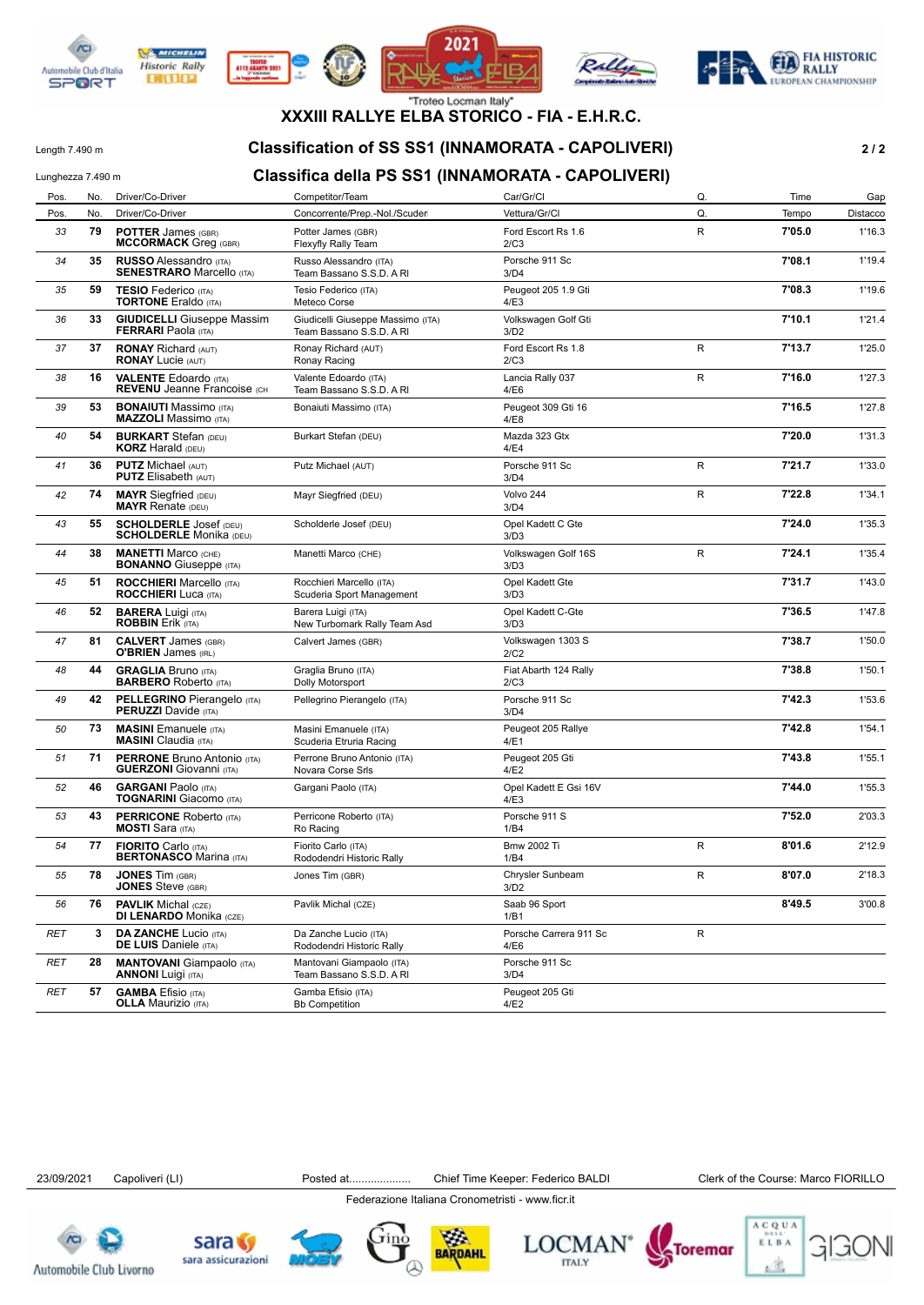"Trofeo Locman Italy"

# XXXIII RALLYE ELBA STORICO - FIA - E.H.R.C.

Length 7.490 m

## Classification of SS SS1 (INNAMORATA - CAPOLIVERI)

Lunghezza 7.490 m

## Classifica della PS SS1 (INNAMORATA - CAPOLIVERI)

| Pos. | No. | Driver/Co-Driver | Competitor/Team | Car/Gr/Cl | Q. | Time | Gap |
|---|---|---|---|---|---|---|---|
| Pos. | No. | Driver/Co-Driver | Concorrente/Prep.-Nol./Scuderia | Vettura/Gr/Cl | Q. | Tempo | Distacco |
| 33 | 79 | **POTTER** James (GBR) **MCCORMACK** Greg (GBR) | Potter James (GBR) Flexyfly Rally Team | Ford Escort Rs 1.6 2/C3 | R | **7'05.0** | 1'16.3 |
| 34 | 35 | **RUSSO** Alessandro (ITA) **SENESTRARO** Marcello (ITA) | Russo Alessandro (ITA) Team Bassano S.S.D. A Rl | Porsche 911 Sc 3/D4 | | **7'08.1** | 1'19.4 |
| 35 | 59 | **TESIO** Federico (ITA) **TORTONE** Eraldo (ITA) | Tesio Federico (ITA) Meteco Corse | Peugeot 205 1.9 Gti 4/E3 | | **7'08.3** | 1'19.6 |
| 36 | 33 | **GIUDICELLI** Giuseppe Massim **FERRARI** Paola (ITA) | Giudicelli Giuseppe Massimo (ITA) Team Bassano S.S.D. A Rl | Volkswagen Golf Gti 3/D2 | | **7'10.1** | 1'21.4 |
| 37 | 37 | **RONAY** Richard (AUT) **RONAY** Lucie (AUT) | Ronay Richard (AUT) Ronay Racing | Ford Escort Rs 1.8 2/C3 | R | **7'13.7** | 1'25.0 |
| 38 | 16 | **VALENTE** Edoardo (ITA) **REVENU** Jeanne Francoise (CH | Valente Edoardo (ITA) Team Bassano S.S.D. A Rl | Lancia Rally 037 4/E6 | R | **7'16.0** | 1'27.3 |
| 39 | 53 | **BONAIUTI** Massimo (ITA) **MAZZOLI** Massimo (ITA) | Bonaiuti Massimo (ITA) | Peugeot 309 Gti 16 4/E8 | | **7'16.5** | 1'27.8 |
| 40 | 54 | **BURKART** Stefan (DEU) **KORZ** Harald (DEU) | Burkart Stefan (DEU) | Mazda 323 Gtx 4/E4 | | **7'20.0** | 1'31.3 |
| 41 | 36 | **PUTZ** Michael (AUT) **PUTZ** Elisabeth (AUT) | Putz Michael (AUT) | Porsche 911 Sc 3/D4 | R | **7'21.7** | 1'33.0 |
| 42 | 74 | **MAYR** Siegfried (DEU) **MAYR** Renate (DEU) | Mayr Siegfried (DEU) | Volvo 244 3/D4 | R | **7'22.8** | 1'34.1 |
| 43 | 55 | **SCHOLDERLE** Josef (DEU) **SCHOLDERLE** Monika (DEU) | Scholderle Josef (DEU) | Opel Kadett C Gte 3/D3 | | **7'24.0** | 1'35.3 |
| 44 | 38 | **MANETTI** Marco (CHE) **BONANNO** Giuseppe (ITA) | Manetti Marco (CHE) | Volkswagen Golf 16S 3/D3 | R | **7'24.1** | 1'35.4 |
| 45 | 51 | **ROCCHIERI** Marcello (ITA) **ROCCHIERI** Luca (ITA) | Rocchieri Marcello (ITA) Scuderia Sport Management | Opel Kadett Gte 3/D3 | | **7'31.7** | 1'43.0 |
| 46 | 52 | **BARERA** Luigi (ITA) **ROBBIN** Erik (ITA) | Barera Luigi (ITA) New Turbomark Rally Team Asd | Opel Kadett C-Gte 3/D3 | | **7'36.5** | 1'47.8 |
| 47 | 81 | **CALVERT** James (GBR) **O'BRIEN** James (IRL) | Calvert James (GBR) | Volkswagen 1303 S 2/C2 | | **7'38.7** | 1'50.0 |
| 48 | 44 | **GRAGLIA** Bruno (ITA) **BARBERO** Roberto (ITA) | Graglia Bruno (ITA) Dolly Motorsport | Fiat Abarth 124 Rally 2/C3 | | **7'38.8** | 1'50.1 |
| 49 | 42 | **PELLEGRINO** Pierangelo (ITA) **PERUZZI** Davide (ITA) | Pellegrino Pierangelo (ITA) | Porsche 911 Sc 3/D4 | | **7'42.3** | 1'53.6 |
| 50 | 73 | **MASINI** Emanuele (ITA) **MASINI** Claudia (ITA) | Masini Emanuele (ITA) Scuderia Etruria Racing | Peugeot 205 Rallye 4/E1 | | **7'42.8** | 1'54.1 |
| 51 | 71 | **PERRONE** Bruno Antonio (ITA) **GUERZONI** Giovanni (ITA) | Perrone Bruno Antonio (ITA) Novara Corse Srls | Peugeot 205 Gti 4/E2 | | **7'43.8** | 1'55.1 |
| 52 | 46 | **GARGANI** Paolo (ITA) **TOGNARINI** Giacomo (ITA) | Gargani Paolo (ITA) | Opel Kadett E Gsi 16V 4/E3 | | **7'44.0** | 1'55.3 |
| 53 | 43 | **PERRICONE** Roberto (ITA) **MOSTI** Sara (ITA) | Perricone Roberto (ITA) Ro Racing | Porsche 911 S 1/B4 | | **7'52.0** | 2'03.3 |
| 54 | 77 | **FIORITO** Carlo (ITA) **BERTONASCO** Marina (ITA) | Fiorito Carlo (ITA) Rododendri Historic Rally | Bmw 2002 Ti 1/B4 | R | **8'01.6** | 2'12.9 |
| 55 | 78 | **JONES** Tim (GBR) **JONES** Steve (GBR) | Jones Tim (GBR) | Chrysler Sunbeam 3/D2 | R | **8'07.0** | 2'18.3 |
| 56 | 76 | **PAVLIK** Michal (CZE) **DI LENARDO** Monika (CZE) | Pavlik Michal (CZE) | Saab 96 Sport 1/B1 | | **8'49.5** | 3'00.8 |
| RET | 3 | **DA ZANCHE** Lucio (ITA) **DE LUIS** Daniele (ITA) | Da Zanche Lucio (ITA) Rododendri Historic Rally | Porsche Carrera 911 Sc 4/E6 | R | | |
| RET | 28 | **MANTOVANI** Giampaolo (ITA) **ANNONI** Luigi (ITA) | Mantovani Giampaolo (ITA) Team Bassano S.S.D. A Rl | Porsche 911 Sc 3/D4 | | | |
| RET | 57 | **GAMBA** Efisio (ITA) **OLLA** Maurizio (ITA) | Gamba Efisio (ITA) Bb Competition | Peugeot 205 Gti 4/E2 | | | |

23/09/2021 Capoliveri (LI) Posted at.................... Chief Time Keeper: Federico BALDI Clerk of the Course: Marco FIORILLO

Federazione Italiana Cronometristi - www.ficr.it